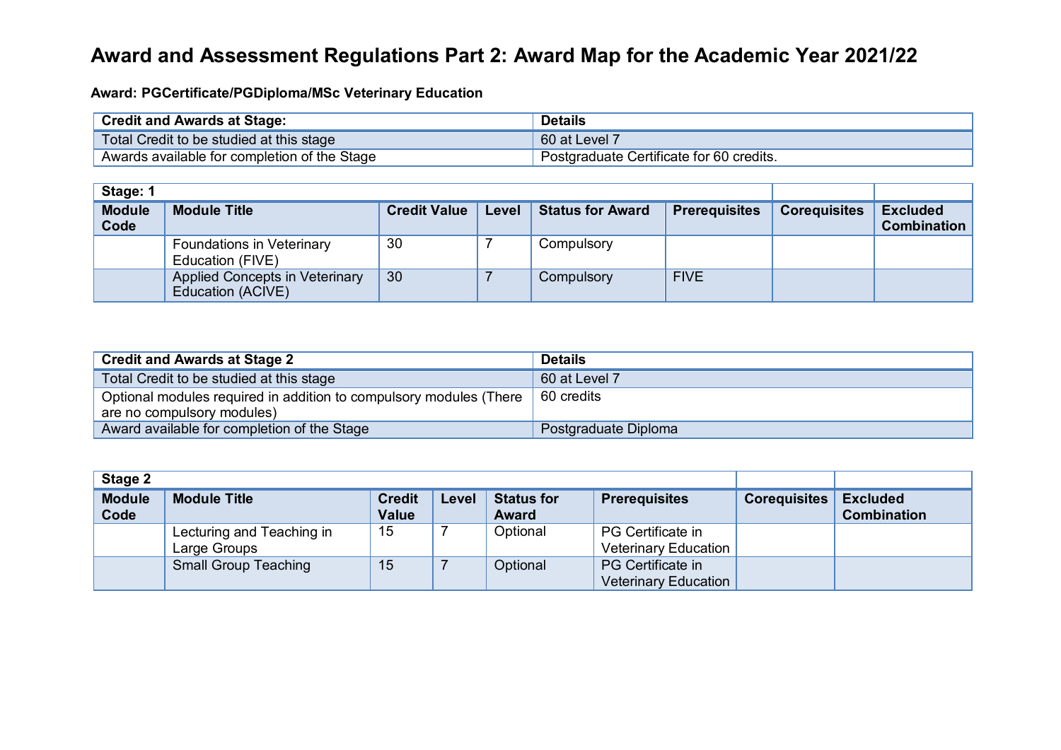# Award and Assessment Regulations Part 2: Award Map for the Academic Year 2021/22

**Award: PGCertificate/PGDiploma/MSc Veterinary Education**

| Credit and Awards at Stage: | Details |
|---|---|
| Total Credit to be studied at this stage | 60 at Level 7 |
| Awards available for completion of the Stage | Postgraduate Certificate for 60 credits. |

| Stage: 1 | | | | | | | |
|---|---|---|---|---|---|---|---|
| **Module Code** | **Module Title** | **Credit Value** | **Level** | **Status for Award** | **Prerequisites** | **Corequisites** | **Excluded Combination** |
| | Foundations in Veterinary Education (FIVE) | 30 | 7 | Compulsory | | | |
| | Applied Concepts in Veterinary Education (ACIVE) | 30 | 7 | Compulsory | FIVE | | |

| Credit and Awards at Stage 2 | Details |
|---|---|
| Total Credit to be studied at this stage | 60 at Level 7 |
| Optional modules required in addition to compulsory modules (There are no compulsory modules) | 60 credits |
| Award available for completion of the Stage | Postgraduate Diploma |

| Stage 2 | | | | | | | |
|---|---|---|---|---|---|---|---|
| **Module Code** | **Module Title** | **Credit Value** | **Level** | **Status for Award** | **Prerequisites** | **Corequisites** | **Excluded Combination** |
| | Lecturing and Teaching in Large Groups | 15 | 7 | Optional | PG Certificate in Veterinary Education | | |
| | Small Group Teaching | 15 | 7 | Optional | PG Certificate in Veterinary Education | | |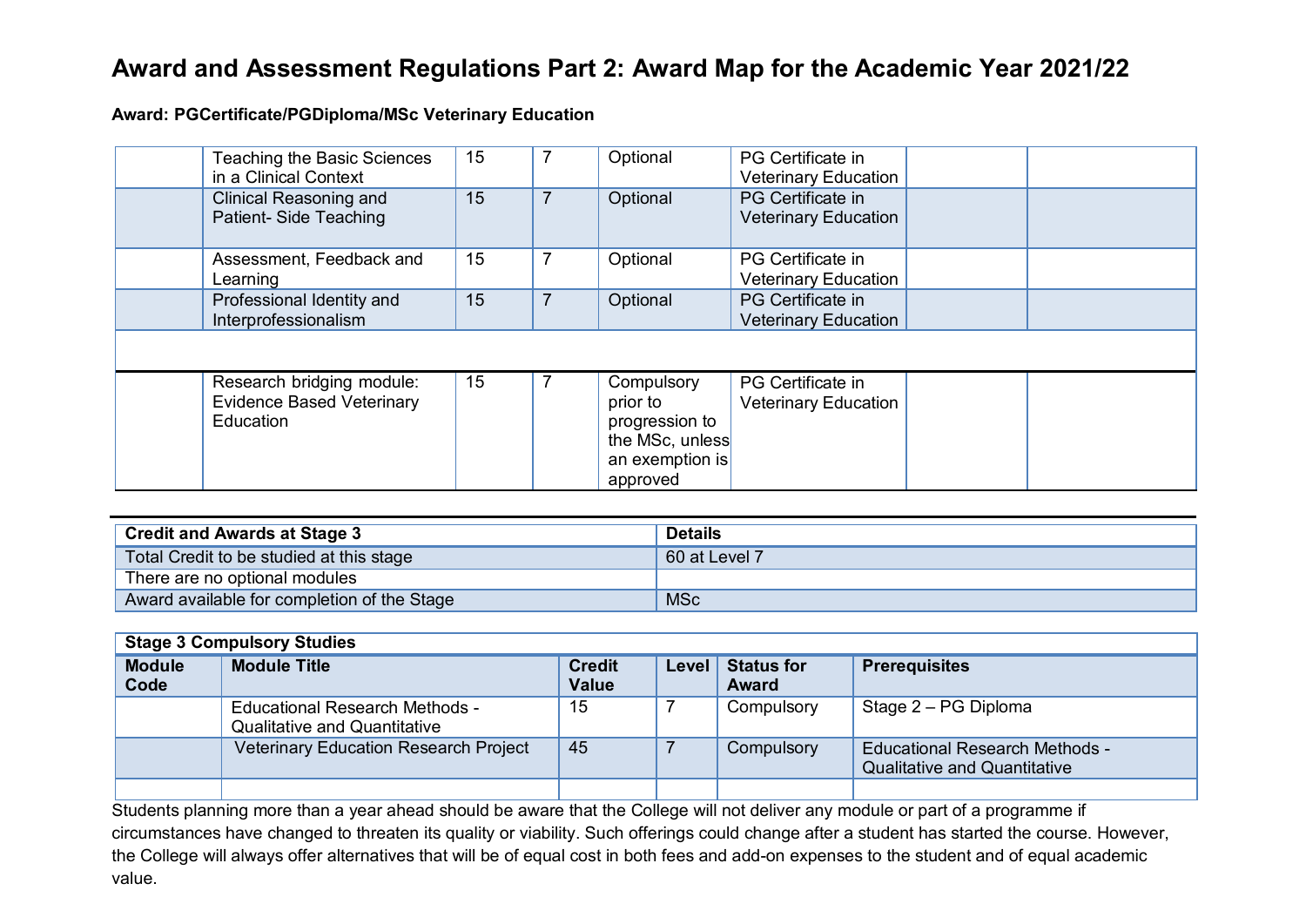# Award and Assessment Regulations Part 2: Award Map for the Academic Year 2021/22

**Award: PGCertificate/PGDiploma/MSc Veterinary Education**

| | | | | | | | |
|---|---|---|---|---|---|---|---|
| | Teaching the Basic Sciences in a Clinical Context | 15 | 7 | Optional | PG Certificate in Veterinary Education | | |
| | Clinical Reasoning and Patient- Side Teaching | 15 | 7 | Optional | PG Certificate in Veterinary Education | | |
| | Assessment, Feedback and Learning | 15 | 7 | Optional | PG Certificate in Veterinary Education | | |
| | Professional Identity and Interprofessionalism | 15 | 7 | Optional | PG Certificate in Veterinary Education | | |
| | | | | | | | |
| | Research bridging module: Evidence Based Veterinary Education | 15 | 7 | Compulsory prior to progression to the MSc, unless an exemption is approved | PG Certificate in Veterinary Education | | |

| Credit and Awards at Stage 3 | Details |
|---|---|
| Total Credit to be studied at this stage | 60 at Level 7 |
| There are no optional modules | |
| Award available for completion of the Stage | MSc |

**Stage 3 Compulsory Studies**

| Module Code | Module Title | Credit Value | Level | Status for Award | Prerequisites |
|---|---|---|---|---|---|
| | Educational Research Methods - Qualitative and Quantitative | 15 | 7 | Compulsory | Stage 2 – PG Diploma |
| | Veterinary Education Research Project | 45 | 7 | Compulsory | Educational Research Methods - Qualitative and Quantitative |
| | | | | | |

Students planning more than a year ahead should be aware that the College will not deliver any module or part of a programme if circumstances have changed to threaten its quality or viability. Such offerings could change after a student has started the course. However, the College will always offer alternatives that will be of equal cost in both fees and add-on expenses to the student and of equal academic value.